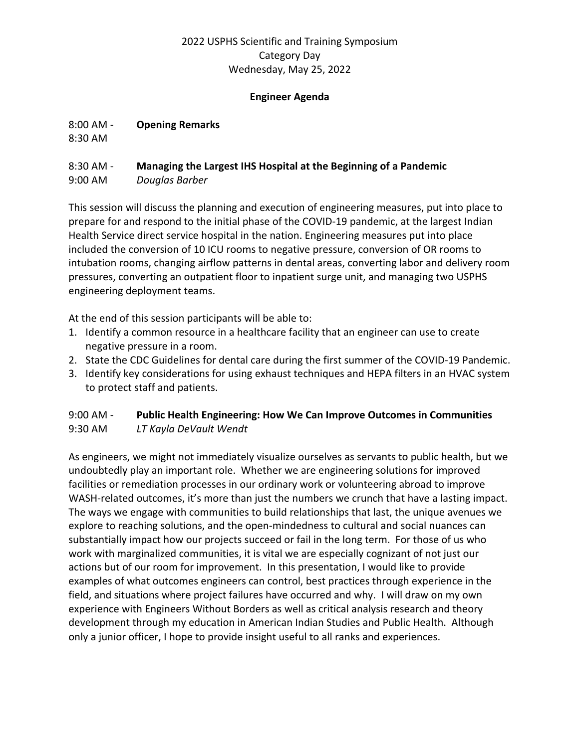2022 USPHS Scientific and Training Symposium
Category Day
Wednesday, May 25, 2022

## Engineer Agenda

8:00 AM - 8:30 AM **Opening Remarks**

8:30 AM - 9:00 AM **Managing the Largest IHS Hospital at the Beginning of a Pandemic**
*Douglas Barber*

This session will discuss the planning and execution of engineering measures, put into place to prepare for and respond to the initial phase of the COVID-19 pandemic, at the largest Indian Health Service direct service hospital in the nation. Engineering measures put into place included the conversion of 10 ICU rooms to negative pressure, conversion of OR rooms to intubation rooms, changing airflow patterns in dental areas, converting labor and delivery room pressures, converting an outpatient floor to inpatient surge unit, and managing two USPHS engineering deployment teams.

At the end of this session participants will be able to:

1. Identify a common resource in a healthcare facility that an engineer can use to create negative pressure in a room.
2. State the CDC Guidelines for dental care during the first summer of the COVID-19 Pandemic.
3. Identify key considerations for using exhaust techniques and HEPA filters in an HVAC system to protect staff and patients.

9:00 AM - 9:30 AM **Public Health Engineering: How We Can Improve Outcomes in Communities**
*LT Kayla DeVault Wendt*

As engineers, we might not immediately visualize ourselves as servants to public health, but we undoubtedly play an important role. Whether we are engineering solutions for improved facilities or remediation processes in our ordinary work or volunteering abroad to improve WASH-related outcomes, it's more than just the numbers we crunch that have a lasting impact. The ways we engage with communities to build relationships that last, the unique avenues we explore to reaching solutions, and the open-mindedness to cultural and social nuances can substantially impact how our projects succeed or fail in the long term. For those of us who work with marginalized communities, it is vital we are especially cognizant of not just our actions but of our room for improvement. In this presentation, I would like to provide examples of what outcomes engineers can control, best practices through experience in the field, and situations where project failures have occurred and why. I will draw on my own experience with Engineers Without Borders as well as critical analysis research and theory development through my education in American Indian Studies and Public Health. Although only a junior officer, I hope to provide insight useful to all ranks and experiences.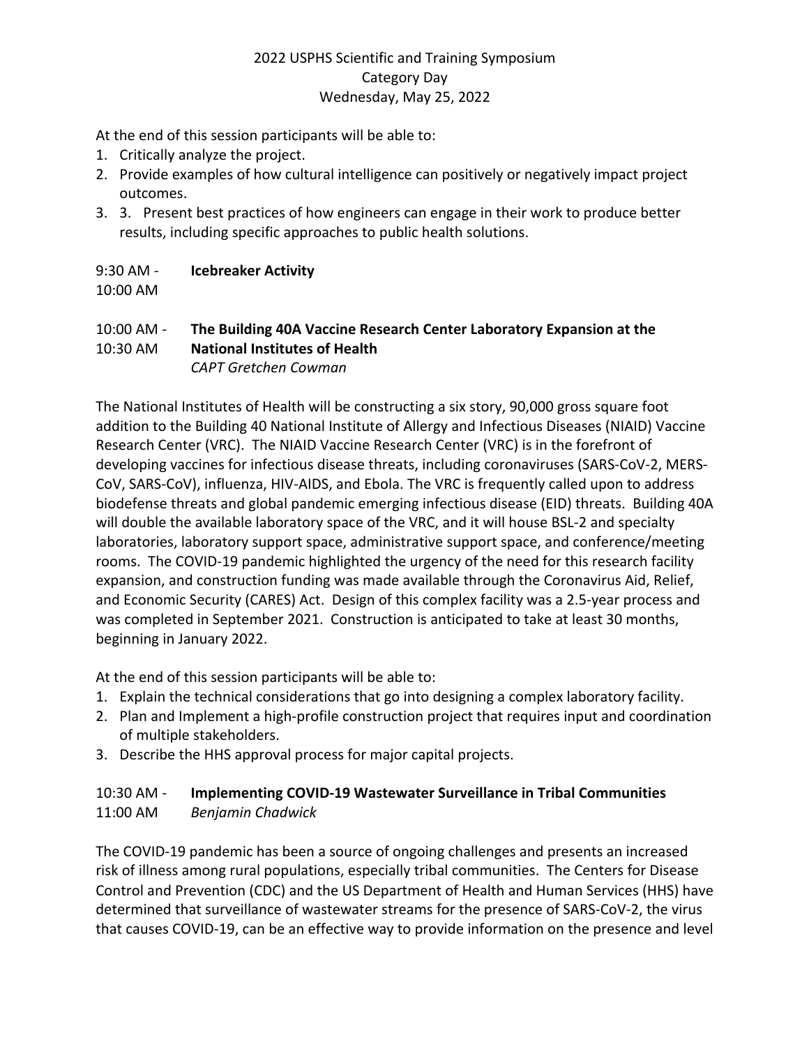2022 USPHS Scientific and Training Symposium
Category Day
Wednesday, May 25, 2022

At the end of this session participants will be able to:

1. Critically analyze the project.
2. Provide examples of how cultural intelligence can positively or negatively impact project outcomes.
3. 3. Present best practices of how engineers can engage in their work to produce better results, including specific approaches to public health solutions.

9:30 AM - 10:00 AM **Icebreaker Activity**

10:00 AM - 10:30 AM **The Building 40A Vaccine Research Center Laboratory Expansion at the National Institutes of Health**
*CAPT Gretchen Cowman*

The National Institutes of Health will be constructing a six story, 90,000 gross square foot addition to the Building 40 National Institute of Allergy and Infectious Diseases (NIAID) Vaccine Research Center (VRC). The NIAID Vaccine Research Center (VRC) is in the forefront of developing vaccines for infectious disease threats, including coronaviruses (SARS-CoV-2, MERS-CoV, SARS-CoV), influenza, HIV-AIDS, and Ebola. The VRC is frequently called upon to address biodefense threats and global pandemic emerging infectious disease (EID) threats. Building 40A will double the available laboratory space of the VRC, and it will house BSL-2 and specialty laboratories, laboratory support space, administrative support space, and conference/meeting rooms. The COVID-19 pandemic highlighted the urgency of the need for this research facility expansion, and construction funding was made available through the Coronavirus Aid, Relief, and Economic Security (CARES) Act. Design of this complex facility was a 2.5-year process and was completed in September 2021. Construction is anticipated to take at least 30 months, beginning in January 2022.

At the end of this session participants will be able to:

1. Explain the technical considerations that go into designing a complex laboratory facility.
2. Plan and Implement a high-profile construction project that requires input and coordination of multiple stakeholders.
3. Describe the HHS approval process for major capital projects.

10:30 AM - 11:00 AM **Implementing COVID-19 Wastewater Surveillance in Tribal Communities**
*Benjamin Chadwick*

The COVID-19 pandemic has been a source of ongoing challenges and presents an increased risk of illness among rural populations, especially tribal communities. The Centers for Disease Control and Prevention (CDC) and the US Department of Health and Human Services (HHS) have determined that surveillance of wastewater streams for the presence of SARS-CoV-2, the virus that causes COVID-19, can be an effective way to provide information on the presence and level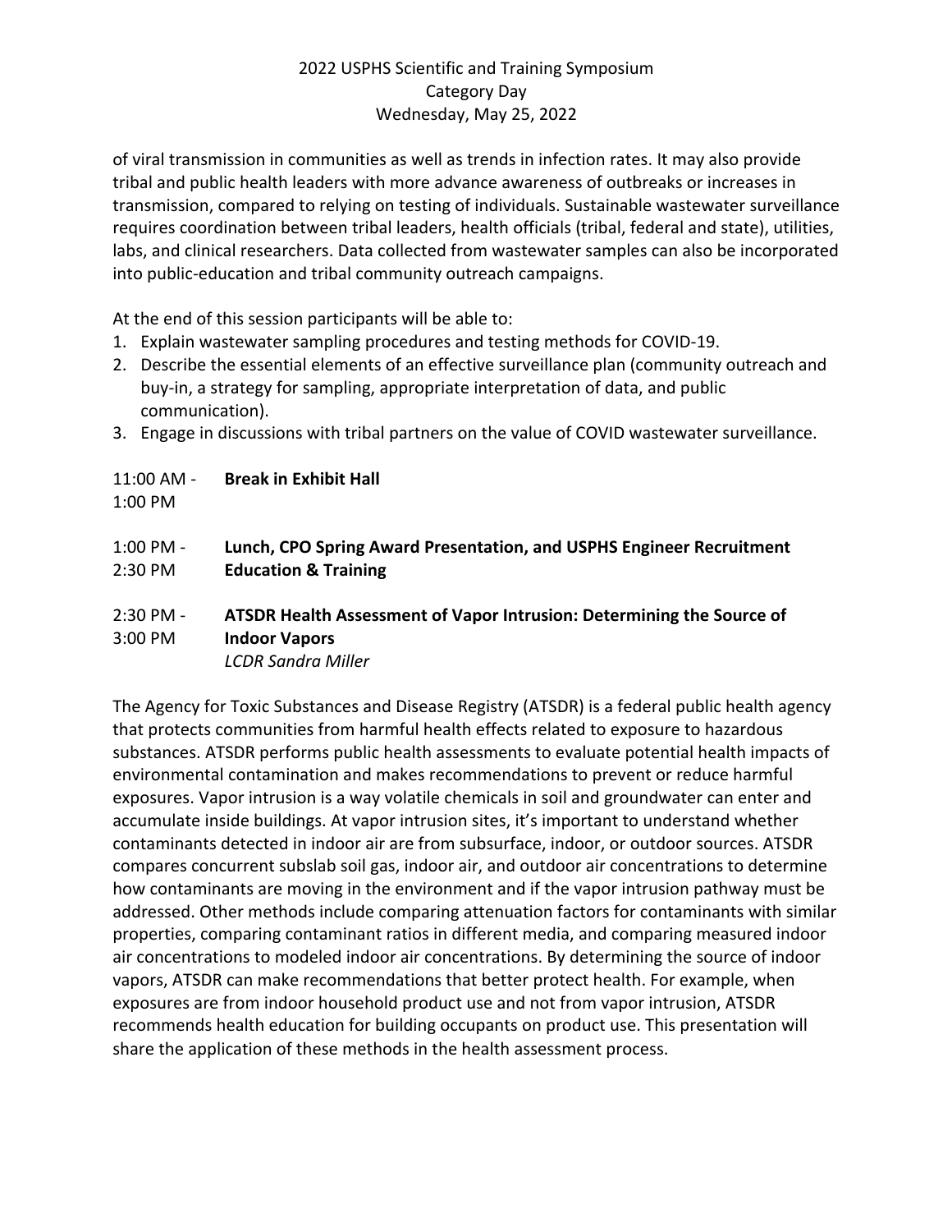of viral transmission in communities as well as trends in infection rates. It may also provide tribal and public health leaders with more advance awareness of outbreaks or increases in transmission, compared to relying on testing of individuals. Sustainable wastewater surveillance requires coordination between tribal leaders, health officials (tribal, federal and state), utilities, labs, and clinical researchers. Data collected from wastewater samples can also be incorporated into public-education and tribal community outreach campaigns.

At the end of this session participants will be able to:

1. Explain wastewater sampling procedures and testing methods for COVID-19.
2. Describe the essential elements of an effective surveillance plan (community outreach and buy-in, a strategy for sampling, appropriate interpretation of data, and public communication).
3. Engage in discussions with tribal partners on the value of COVID wastewater surveillance.

11:00 AM - 1:00 PM **Break in Exhibit Hall**

1:00 PM - 2:30 PM **Lunch, CPO Spring Award Presentation, and USPHS Engineer Recruitment Education & Training**

2:30 PM - 3:00 PM **ATSDR Health Assessment of Vapor Intrusion: Determining the Source of Indoor Vapors**
*LCDR Sandra Miller*

The Agency for Toxic Substances and Disease Registry (ATSDR) is a federal public health agency that protects communities from harmful health effects related to exposure to hazardous substances. ATSDR performs public health assessments to evaluate potential health impacts of environmental contamination and makes recommendations to prevent or reduce harmful exposures. Vapor intrusion is a way volatile chemicals in soil and groundwater can enter and accumulate inside buildings. At vapor intrusion sites, it's important to understand whether contaminants detected in indoor air are from subsurface, indoor, or outdoor sources. ATSDR compares concurrent subslab soil gas, indoor air, and outdoor air concentrations to determine how contaminants are moving in the environment and if the vapor intrusion pathway must be addressed. Other methods include comparing attenuation factors for contaminants with similar properties, comparing contaminant ratios in different media, and comparing measured indoor air concentrations to modeled indoor air concentrations. By determining the source of indoor vapors, ATSDR can make recommendations that better protect health. For example, when exposures are from indoor household product use and not from vapor intrusion, ATSDR recommends health education for building occupants on product use. This presentation will share the application of these methods in the health assessment process.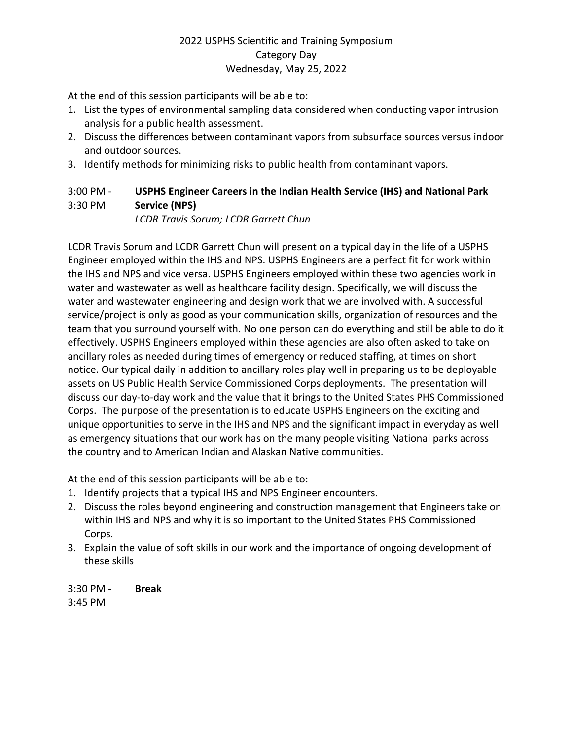At the end of this session participants will be able to:

1. List the types of environmental sampling data considered when conducting vapor intrusion analysis for a public health assessment.
2. Discuss the differences between contaminant vapors from subsurface sources versus indoor and outdoor sources.
3. Identify methods for minimizing risks to public health from contaminant vapors.

3:00 PM - 3:30 PM **USPHS Engineer Careers in the Indian Health Service (IHS) and National Park Service (NPS)**
*LCDR Travis Sorum; LCDR Garrett Chun*

LCDR Travis Sorum and LCDR Garrett Chun will present on a typical day in the life of a USPHS Engineer employed within the IHS and NPS. USPHS Engineers are a perfect fit for work within the IHS and NPS and vice versa. USPHS Engineers employed within these two agencies work in water and wastewater as well as healthcare facility design. Specifically, we will discuss the water and wastewater engineering and design work that we are involved with. A successful service/project is only as good as your communication skills, organization of resources and the team that you surround yourself with. No one person can do everything and still be able to do it effectively. USPHS Engineers employed within these agencies are also often asked to take on ancillary roles as needed during times of emergency or reduced staffing, at times on short notice. Our typical daily in addition to ancillary roles play well in preparing us to be deployable assets on US Public Health Service Commissioned Corps deployments. The presentation will discuss our day-to-day work and the value that it brings to the United States PHS Commissioned Corps. The purpose of the presentation is to educate USPHS Engineers on the exciting and unique opportunities to serve in the IHS and NPS and the significant impact in everyday as well as emergency situations that our work has on the many people visiting National parks across the country and to American Indian and Alaskan Native communities.

At the end of this session participants will be able to:

1. Identify projects that a typical IHS and NPS Engineer encounters.
2. Discuss the roles beyond engineering and construction management that Engineers take on within IHS and NPS and why it is so important to the United States PHS Commissioned Corps.
3. Explain the value of soft skills in our work and the importance of ongoing development of these skills

3:30 PM - 3:45 PM **Break**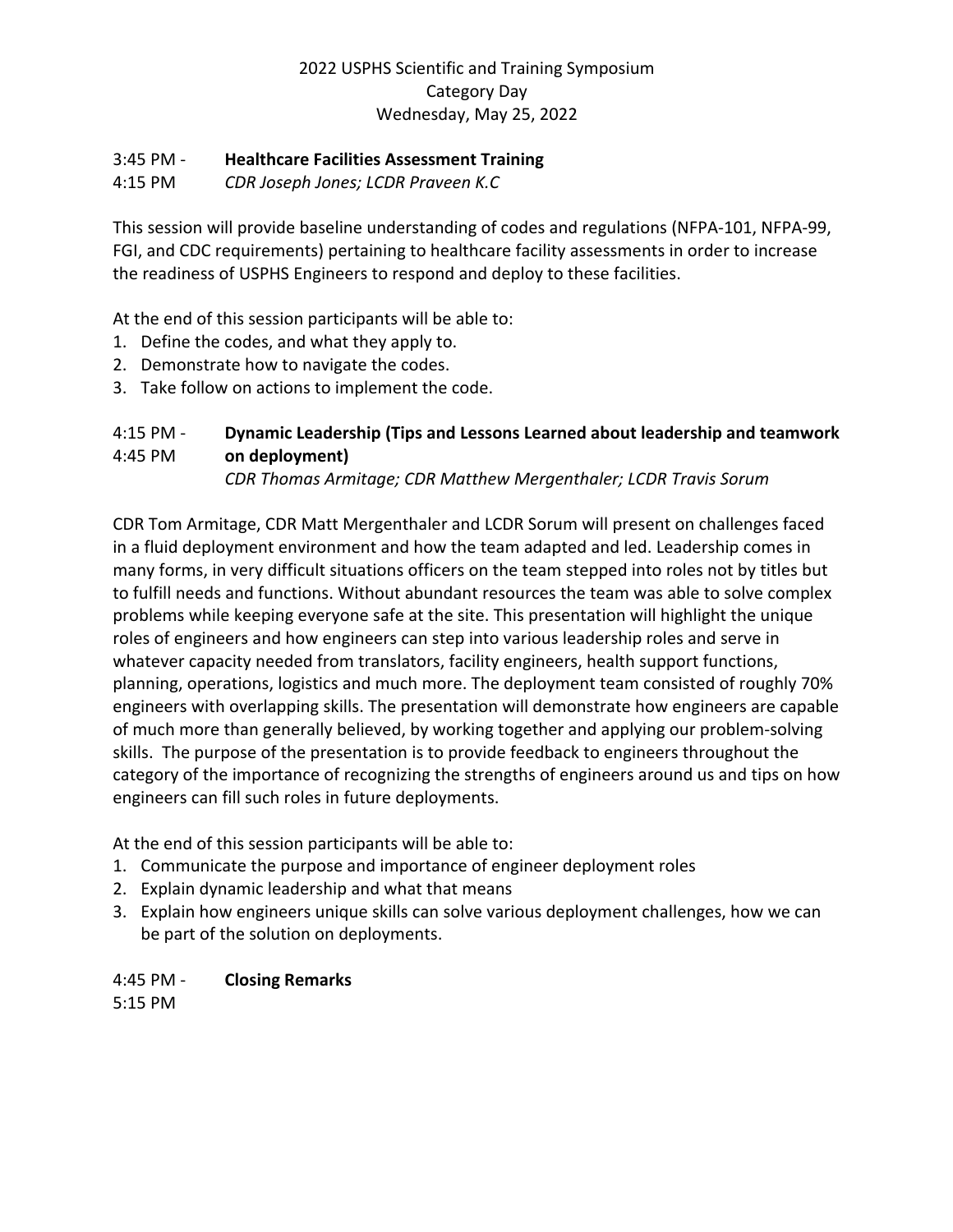2022 USPHS Scientific and Training Symposium
Category Day
Wednesday, May 25, 2022

3:45 PM - 4:15 PM **Healthcare Facilities Assessment Training**
*CDR Joseph Jones; LCDR Praveen K.C*

This session will provide baseline understanding of codes and regulations (NFPA-101, NFPA-99, FGI, and CDC requirements) pertaining to healthcare facility assessments in order to increase the readiness of USPHS Engineers to respond and deploy to these facilities.

At the end of this session participants will be able to:

1. Define the codes, and what they apply to.
2. Demonstrate how to navigate the codes.
3. Take follow on actions to implement the code.

4:15 PM - 4:45 PM **Dynamic Leadership (Tips and Lessons Learned about leadership and teamwork on deployment)**
*CDR Thomas Armitage; CDR Matthew Mergenthaler; LCDR Travis Sorum*

CDR Tom Armitage, CDR Matt Mergenthaler and LCDR Sorum will present on challenges faced in a fluid deployment environment and how the team adapted and led. Leadership comes in many forms, in very difficult situations officers on the team stepped into roles not by titles but to fulfill needs and functions. Without abundant resources the team was able to solve complex problems while keeping everyone safe at the site. This presentation will highlight the unique roles of engineers and how engineers can step into various leadership roles and serve in whatever capacity needed from translators, facility engineers, health support functions, planning, operations, logistics and much more. The deployment team consisted of roughly 70% engineers with overlapping skills. The presentation will demonstrate how engineers are capable of much more than generally believed, by working together and applying our problem-solving skills. The purpose of the presentation is to provide feedback to engineers throughout the category of the importance of recognizing the strengths of engineers around us and tips on how engineers can fill such roles in future deployments.

At the end of this session participants will be able to:

1. Communicate the purpose and importance of engineer deployment roles
2. Explain dynamic leadership and what that means
3. Explain how engineers unique skills can solve various deployment challenges, how we can be part of the solution on deployments.

4:45 PM - 5:15 PM **Closing Remarks**